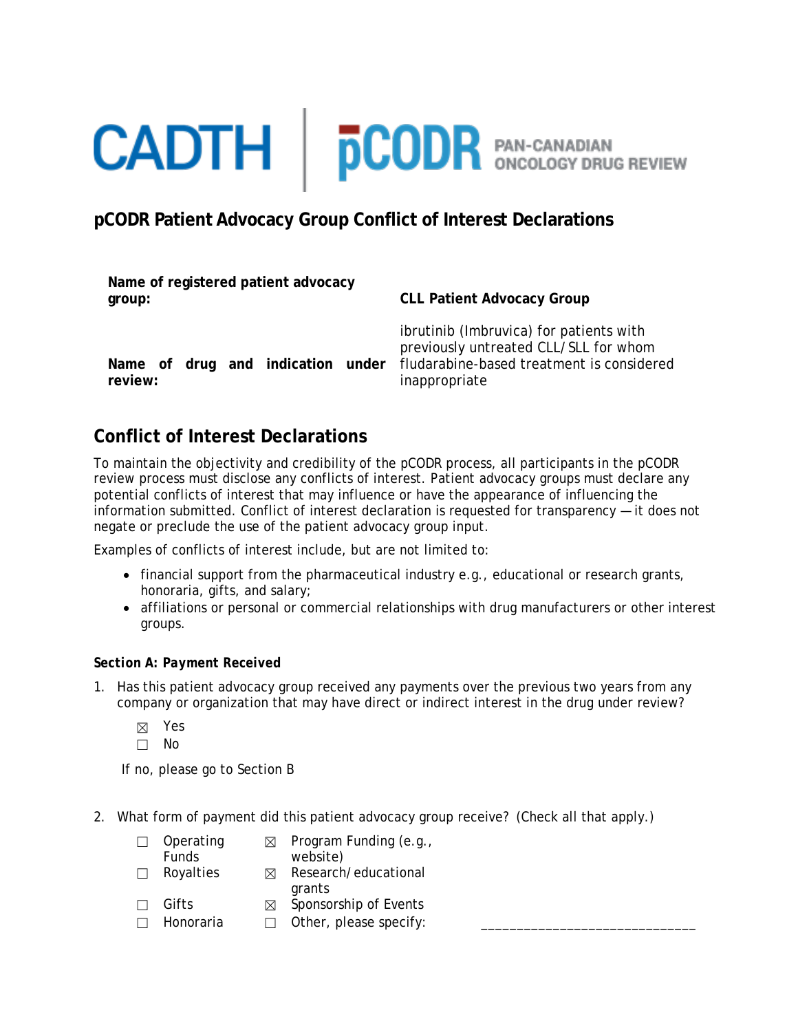CADTH | pCODR PAN-CANADIAN ONCOLOGY DRUG REVIEW

# pCODR Patient Advocacy Group Conflict of Interest Declarations

| | |
|---|---|
| **Name of registered patient advocacy group:** | **CLL Patient Advocacy Group** |
| **Name of drug and indication under review:** | ibrutinib (Imbruvica) for patients with previously untreated CLL/SLL for whom fludarabine-based treatment is considered inappropriate |

## Conflict of Interest Declarations

To maintain the objectivity and credibility of the pCODR process, all participants in the pCODR review process must disclose any conflicts of interest. Patient advocacy groups must declare any potential conflicts of interest that may influence or have the appearance of influencing the information submitted. Conflict of interest declaration is requested for transparency — it does not negate or preclude the use of the patient advocacy group input.

Examples of conflicts of interest include, but are not limited to:

- financial support from the pharmaceutical industry e.g., educational or research grants, honoraria, gifts, and salary;
- affiliations or personal or commercial relationships with drug manufacturers or other interest groups.

***Section A: Payment Received***

1. Has this patient advocacy group received any payments over the previous two years from any company or organization that may have direct or indirect interest in the drug under review?

   ☒ Yes
   ☐ No

   If no, please go to Section B

2. What form of payment did this patient advocacy group receive? (Check all that apply.)

   ☐ Operating Funds
   ☐ Royalties
   ☐ Gifts
   ☐ Honoraria
   ☒ Program Funding (e.g., website)
   ☒ Research/educational grants
   ☒ Sponsorship of Events
   ☐ Other, please specify: ______________________________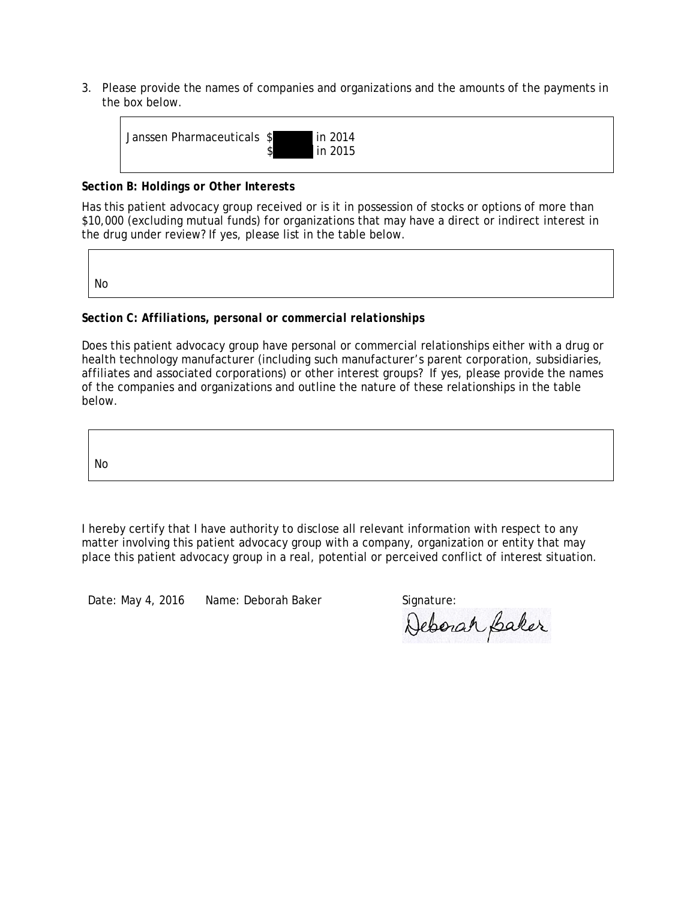3. Please provide the names of companies and organizations and the amounts of the payments in the box below.

| | | |
|---|---|---|
| Janssen Pharmaceuticals | $ | in 2014 |
| | $ | in 2015 |

***Section B: Holdings or Other Interests***

Has this patient advocacy group received or is it in possession of stocks or options of more than $10,000 (excluding mutual funds) for organizations that may have a direct or indirect interest in the drug under review? If yes, please list in the table below.

| |
|---|
| No |

***Section C: Affiliations, personal or commercial relationships***

Does this patient advocacy group have personal or commercial relationships either with a drug or health technology manufacturer (including such manufacturer's parent corporation, subsidiaries, affiliates and associated corporations) or other interest groups? If yes, please provide the names of the companies and organizations and outline the nature of these relationships in the table below.

| |
|---|
| No |

I hereby certify that I have authority to disclose all relevant information with respect to any matter involving this patient advocacy group with a company, organization or entity that may place this patient advocacy group in a real, potential or perceived conflict of interest situation.

Date: May 4, 2016 Name: Deborah Baker Signature: Deborah Baker